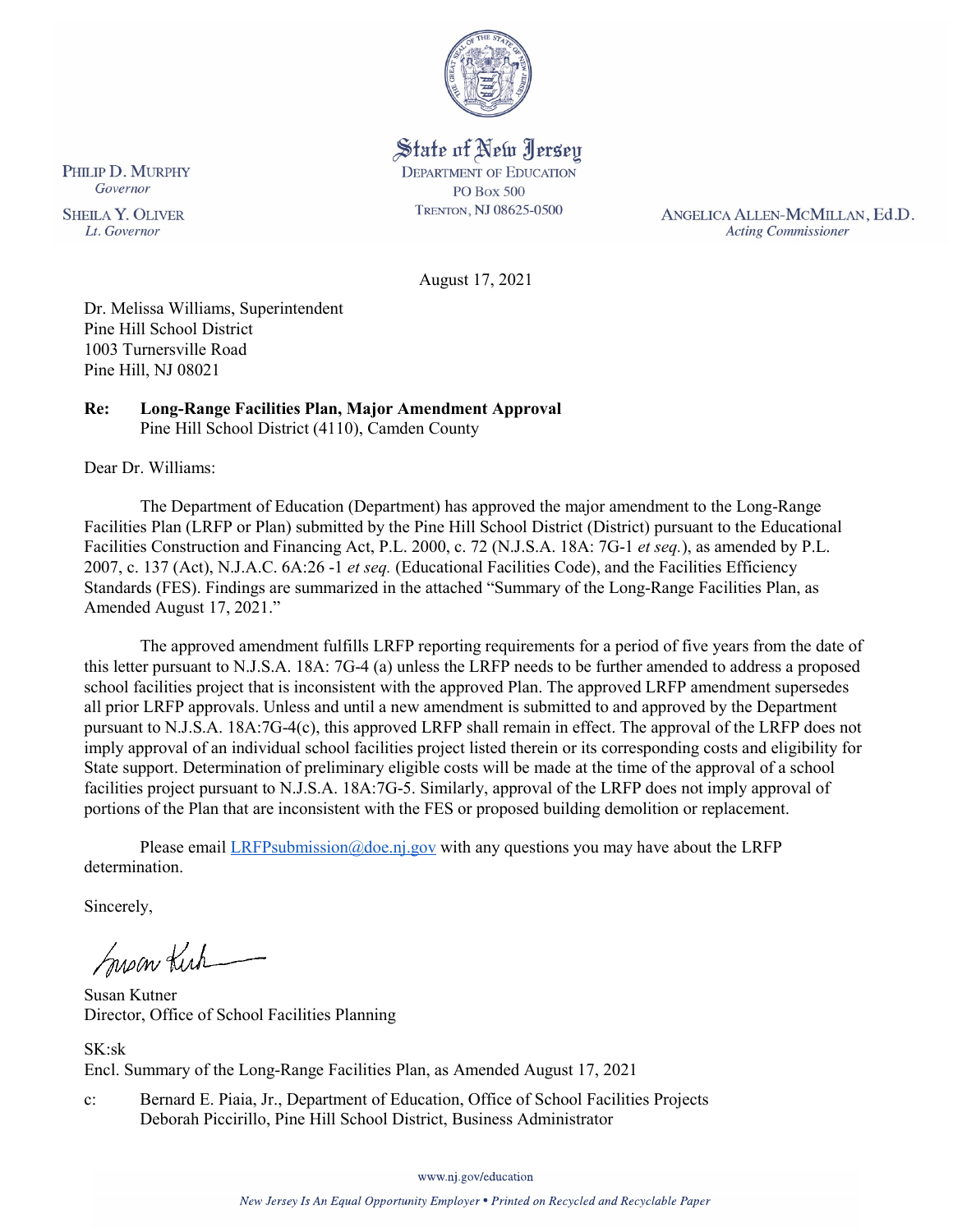State of New Jersey
DEPARTMENT OF EDUCATION
PO Box 500
TRENTON, NJ 08625-0500

PHILIP D. MURPHY
*Governor*

SHEILA Y. OLIVER
*Lt. Governor*

ANGELICA ALLEN-MCMILLAN, Ed.D.
*Acting Commissioner*

August 17, 2021

Dr. Melissa Williams, Superintendent
Pine Hill School District
1003 Turnersville Road
Pine Hill, NJ 08021

**Re: Long-Range Facilities Plan, Major Amendment Approval**
Pine Hill School District (4110), Camden County

Dear Dr. Williams:

The Department of Education (Department) has approved the major amendment to the Long-Range Facilities Plan (LRFP or Plan) submitted by the Pine Hill School District (District) pursuant to the Educational Facilities Construction and Financing Act, P.L. 2000, c. 72 (N.J.S.A. 18A: 7G-1 *et seq.*), as amended by P.L. 2007, c. 137 (Act), N.J.A.C. 6A:26 -1 *et seq.* (Educational Facilities Code), and the Facilities Efficiency Standards (FES). Findings are summarized in the attached "Summary of the Long-Range Facilities Plan, as Amended August 17, 2021."

The approved amendment fulfills LRFP reporting requirements for a period of five years from the date of this letter pursuant to N.J.S.A. 18A: 7G-4 (a) unless the LRFP needs to be further amended to address a proposed school facilities project that is inconsistent with the approved Plan. The approved LRFP amendment supersedes all prior LRFP approvals. Unless and until a new amendment is submitted to and approved by the Department pursuant to N.J.S.A. 18A:7G-4(c), this approved LRFP shall remain in effect. The approval of the LRFP does not imply approval of an individual school facilities project listed therein or its corresponding costs and eligibility for State support. Determination of preliminary eligible costs will be made at the time of the approval of a school facilities project pursuant to N.J.S.A. 18A:7G-5. Similarly, approval of the LRFP does not imply approval of portions of the Plan that are inconsistent with the FES or proposed building demolition or replacement.

Please email LRFPsubmission@doe.nj.gov with any questions you may have about the LRFP determination.

Sincerely,

Susan Kutner
Director, Office of School Facilities Planning

SK:sk
Encl. Summary of the Long-Range Facilities Plan, as Amended August 17, 2021

c: Bernard E. Piaia, Jr., Department of Education, Office of School Facilities Projects
Deborah Piccirillo, Pine Hill School District, Business Administrator

www.nj.gov/education

*New Jersey Is An Equal Opportunity Employer • Printed on Recycled and Recyclable Paper*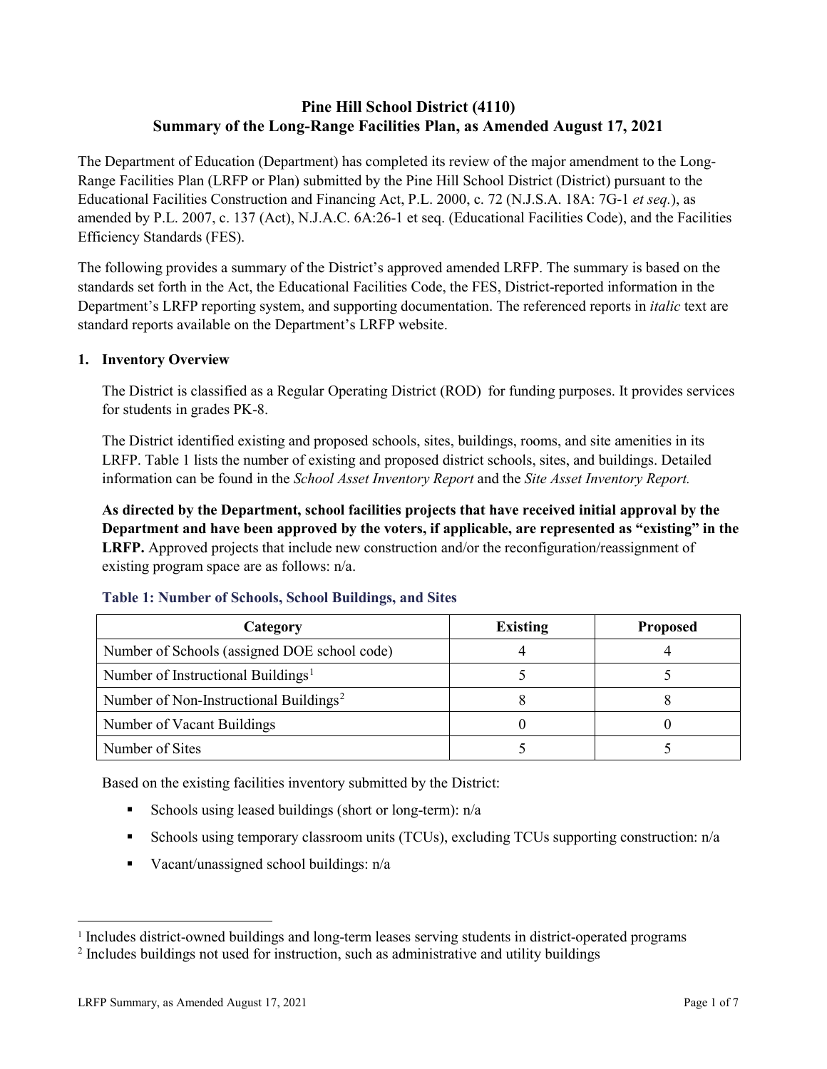# Pine Hill School District (4110)
## Summary of the Long-Range Facilities Plan, as Amended August 17, 2021

The Department of Education (Department) has completed its review of the major amendment to the Long-Range Facilities Plan (LRFP or Plan) submitted by the Pine Hill School District (District) pursuant to the Educational Facilities Construction and Financing Act, P.L. 2000, c. 72 (N.J.S.A. 18A: 7G-1 *et seq.*), as amended by P.L. 2007, c. 137 (Act), N.J.A.C. 6A:26-1 et seq. (Educational Facilities Code), and the Facilities Efficiency Standards (FES).

The following provides a summary of the District's approved amended LRFP. The summary is based on the standards set forth in the Act, the Educational Facilities Code, the FES, District-reported information in the Department's LRFP reporting system, and supporting documentation. The referenced reports in *italic* text are standard reports available on the Department's LRFP website.

### 1. Inventory Overview

The District is classified as a Regular Operating District (ROD) for funding purposes. It provides services for students in grades PK-8.

The District identified existing and proposed schools, sites, buildings, rooms, and site amenities in its LRFP. Table 1 lists the number of existing and proposed district schools, sites, and buildings. Detailed information can be found in the *School Asset Inventory Report* and the *Site Asset Inventory Report.*

**As directed by the Department, school facilities projects that have received initial approval by the Department and have been approved by the voters, if applicable, are represented as "existing" in the LRFP.** Approved projects that include new construction and/or the reconfiguration/reassignment of existing program space are as follows: n/a.

**Table 1: Number of Schools, School Buildings, and Sites**

| Category | Existing | Proposed |
|---|---|---|
| Number of Schools (assigned DOE school code) | 4 | 4 |
| Number of Instructional Buildings[1] | 5 | 5 |
| Number of Non-Instructional Buildings[2] | 8 | 8 |
| Number of Vacant Buildings | 0 | 0 |
| Number of Sites | 5 | 5 |

Based on the existing facilities inventory submitted by the District:

- Schools using leased buildings (short or long-term): n/a
- Schools using temporary classroom units (TCUs), excluding TCUs supporting construction: n/a
- Vacant/unassigned school buildings: n/a

[1] Includes district-owned buildings and long-term leases serving students in district-operated programs

[2] Includes buildings not used for instruction, such as administrative and utility buildings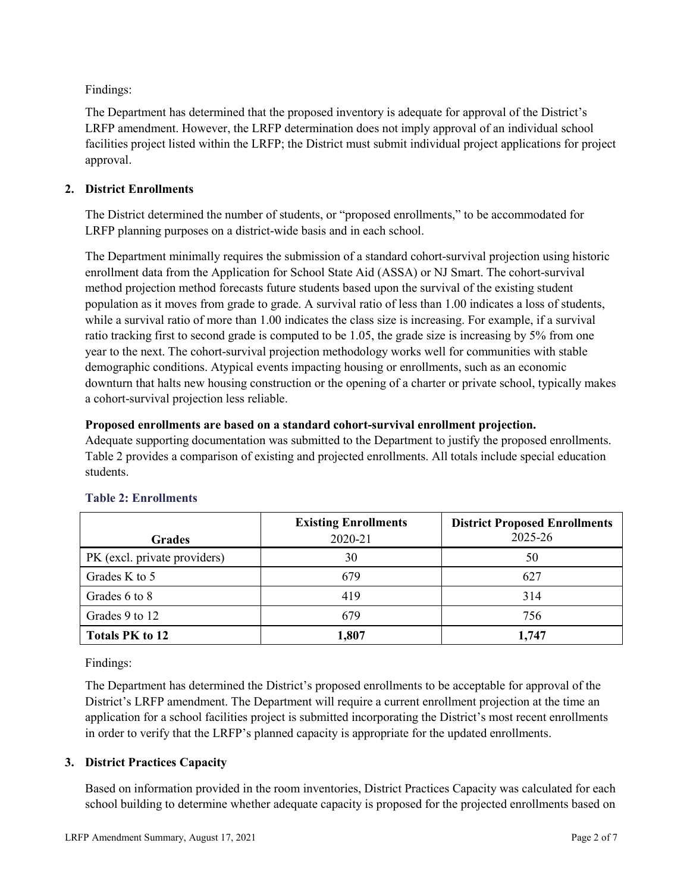Findings:

The Department has determined that the proposed inventory is adequate for approval of the District's LRFP amendment. However, the LRFP determination does not imply approval of an individual school facilities project listed within the LRFP; the District must submit individual project applications for project approval.

## 2. District Enrollments

The District determined the number of students, or "proposed enrollments," to be accommodated for LRFP planning purposes on a district-wide basis and in each school.

The Department minimally requires the submission of a standard cohort-survival projection using historic enrollment data from the Application for School State Aid (ASSA) or NJ Smart. The cohort-survival method projection method forecasts future students based upon the survival of the existing student population as it moves from grade to grade. A survival ratio of less than 1.00 indicates a loss of students, while a survival ratio of more than 1.00 indicates the class size is increasing. For example, if a survival ratio tracking first to second grade is computed to be 1.05, the grade size is increasing by 5% from one year to the next. The cohort-survival projection methodology works well for communities with stable demographic conditions. Atypical events impacting housing or enrollments, such as an economic downturn that halts new housing construction or the opening of a charter or private school, typically makes a cohort-survival projection less reliable.

**Proposed enrollments are based on a standard cohort-survival enrollment projection.**
Adequate supporting documentation was submitted to the Department to justify the proposed enrollments. Table 2 provides a comparison of existing and projected enrollments. All totals include special education students.

### Table 2: Enrollments

| Grades | **Existing Enrollments** 2020-21 | **District Proposed Enrollments** 2025-26 |
|---|---|---|
| PK (excl. private providers) | 30 | 50 |
| Grades K to 5 | 679 | 627 |
| Grades 6 to 8 | 419 | 314 |
| Grades 9 to 12 | 679 | 756 |
| **Totals PK to 12** | **1,807** | **1,747** |

Findings:

The Department has determined the District's proposed enrollments to be acceptable for approval of the District's LRFP amendment. The Department will require a current enrollment projection at the time an application for a school facilities project is submitted incorporating the District's most recent enrollments in order to verify that the LRFP's planned capacity is appropriate for the updated enrollments.

## 3. District Practices Capacity

Based on information provided in the room inventories, District Practices Capacity was calculated for each school building to determine whether adequate capacity is proposed for the projected enrollments based on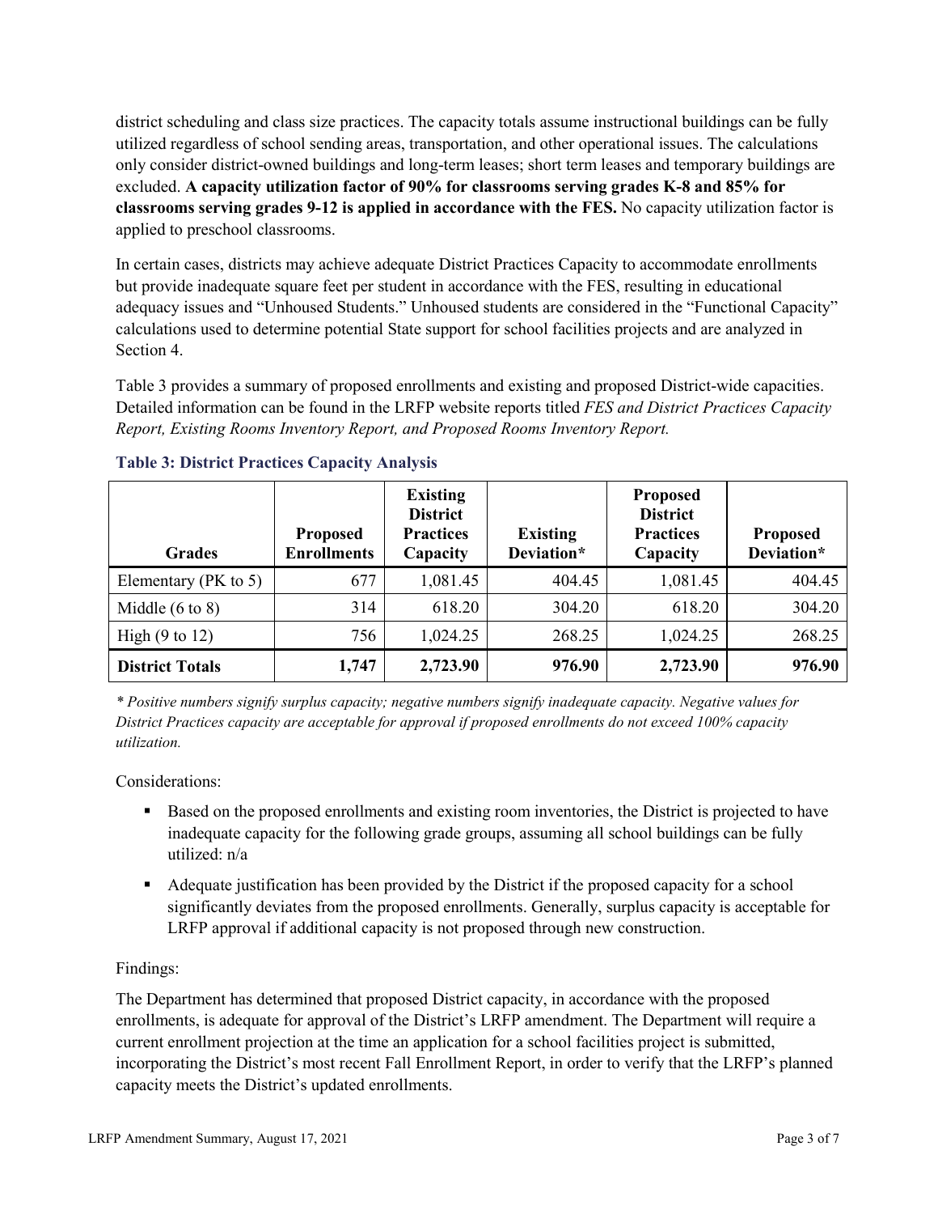district scheduling and class size practices. The capacity totals assume instructional buildings can be fully utilized regardless of school sending areas, transportation, and other operational issues. The calculations only consider district-owned buildings and long-term leases; short term leases and temporary buildings are excluded. **A capacity utilization factor of 90% for classrooms serving grades K-8 and 85% for classrooms serving grades 9-12 is applied in accordance with the FES.** No capacity utilization factor is applied to preschool classrooms.

In certain cases, districts may achieve adequate District Practices Capacity to accommodate enrollments but provide inadequate square feet per student in accordance with the FES, resulting in educational adequacy issues and "Unhoused Students." Unhoused students are considered in the "Functional Capacity" calculations used to determine potential State support for school facilities projects and are analyzed in Section 4.

Table 3 provides a summary of proposed enrollments and existing and proposed District-wide capacities. Detailed information can be found in the LRFP website reports titled *FES and District Practices Capacity Report, Existing Rooms Inventory Report, and Proposed Rooms Inventory Report.*

### Table 3: District Practices Capacity Analysis

| Grades | Proposed Enrollments | Existing District Practices Capacity | Existing Deviation* | Proposed District Practices Capacity | Proposed Deviation* |
|---|---|---|---|---|---|
| Elementary (PK to 5) | 677 | 1,081.45 | 404.45 | 1,081.45 | 404.45 |
| Middle (6 to 8) | 314 | 618.20 | 304.20 | 618.20 | 304.20 |
| High (9 to 12) | 756 | 1,024.25 | 268.25 | 1,024.25 | 268.25 |
| **District Totals** | **1,747** | **2,723.90** | **976.90** | **2,723.90** | **976.90** |

*\* Positive numbers signify surplus capacity; negative numbers signify inadequate capacity. Negative values for District Practices capacity are acceptable for approval if proposed enrollments do not exceed 100% capacity utilization.*

Considerations:

- Based on the proposed enrollments and existing room inventories, the District is projected to have inadequate capacity for the following grade groups, assuming all school buildings can be fully utilized: n/a
- Adequate justification has been provided by the District if the proposed capacity for a school significantly deviates from the proposed enrollments. Generally, surplus capacity is acceptable for LRFP approval if additional capacity is not proposed through new construction.

Findings:

The Department has determined that proposed District capacity, in accordance with the proposed enrollments, is adequate for approval of the District's LRFP amendment. The Department will require a current enrollment projection at the time an application for a school facilities project is submitted, incorporating the District's most recent Fall Enrollment Report, in order to verify that the LRFP's planned capacity meets the District's updated enrollments.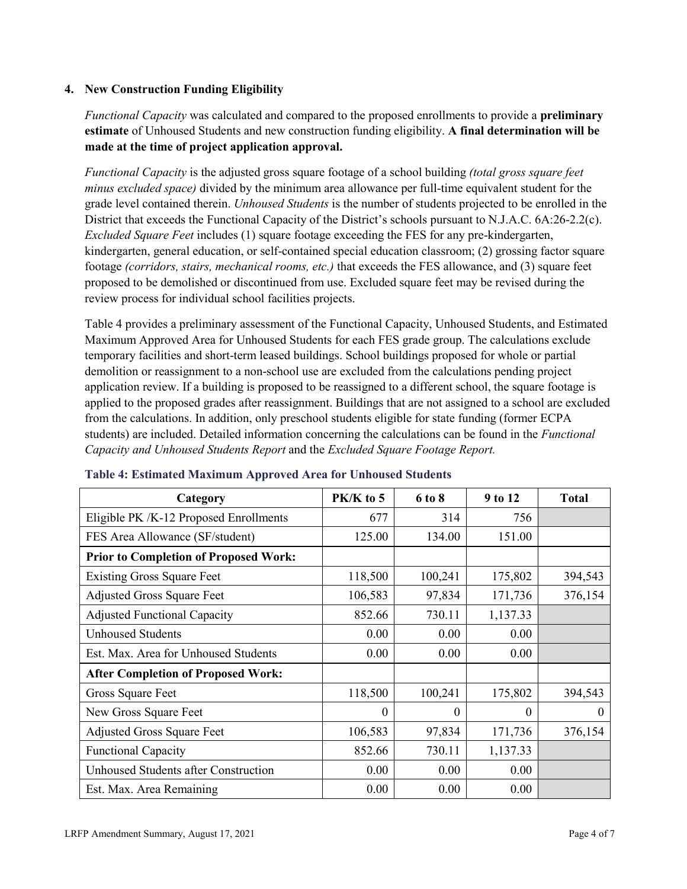## 4. New Construction Funding Eligibility

*Functional Capacity* was calculated and compared to the proposed enrollments to provide a **preliminary estimate** of Unhoused Students and new construction funding eligibility. **A final determination will be made at the time of project application approval.**

*Functional Capacity* is the adjusted gross square footage of a school building *(total gross square feet minus excluded space)* divided by the minimum area allowance per full-time equivalent student for the grade level contained therein. *Unhoused Students* is the number of students projected to be enrolled in the District that exceeds the Functional Capacity of the District's schools pursuant to N.J.A.C. 6A:26-2.2(c). *Excluded Square Feet* includes (1) square footage exceeding the FES for any pre-kindergarten, kindergarten, general education, or self-contained special education classroom; (2) grossing factor square footage *(corridors, stairs, mechanical rooms, etc.)* that exceeds the FES allowance, and (3) square feet proposed to be demolished or discontinued from use. Excluded square feet may be revised during the review process for individual school facilities projects.

Table 4 provides a preliminary assessment of the Functional Capacity, Unhoused Students, and Estimated Maximum Approved Area for Unhoused Students for each FES grade group. The calculations exclude temporary facilities and short-term leased buildings. School buildings proposed for whole or partial demolition or reassignment to a non-school use are excluded from the calculations pending project application review. If a building is proposed to be reassigned to a different school, the square footage is applied to the proposed grades after reassignment. Buildings that are not assigned to a school are excluded from the calculations. In addition, only preschool students eligible for state funding (former ECPA students) are included. Detailed information concerning the calculations can be found in the *Functional Capacity and Unhoused Students Report* and the *Excluded Square Footage Report.*

**Table 4: Estimated Maximum Approved Area for Unhoused Students**

| Category | PK/K to 5 | 6 to 8 | 9 to 12 | Total |
|---|---|---|---|---|
| Eligible PK /K-12 Proposed Enrollments | 677 | 314 | 756 | |
| FES Area Allowance (SF/student) | 125.00 | 134.00 | 151.00 | |
| **Prior to Completion of Proposed Work:** | | | | |
| Existing Gross Square Feet | 118,500 | 100,241 | 175,802 | 394,543 |
| Adjusted Gross Square Feet | 106,583 | 97,834 | 171,736 | 376,154 |
| Adjusted Functional Capacity | 852.66 | 730.11 | 1,137.33 | |
| Unhoused Students | 0.00 | 0.00 | 0.00 | |
| Est. Max. Area for Unhoused Students | 0.00 | 0.00 | 0.00 | |
| **After Completion of Proposed Work:** | | | | |
| Gross Square Feet | 118,500 | 100,241 | 175,802 | 394,543 |
| New Gross Square Feet | 0 | 0 | 0 | 0 |
| Adjusted Gross Square Feet | 106,583 | 97,834 | 171,736 | 376,154 |
| Functional Capacity | 852.66 | 730.11 | 1,137.33 | |
| Unhoused Students after Construction | 0.00 | 0.00 | 0.00 | |
| Est. Max. Area Remaining | 0.00 | 0.00 | 0.00 | |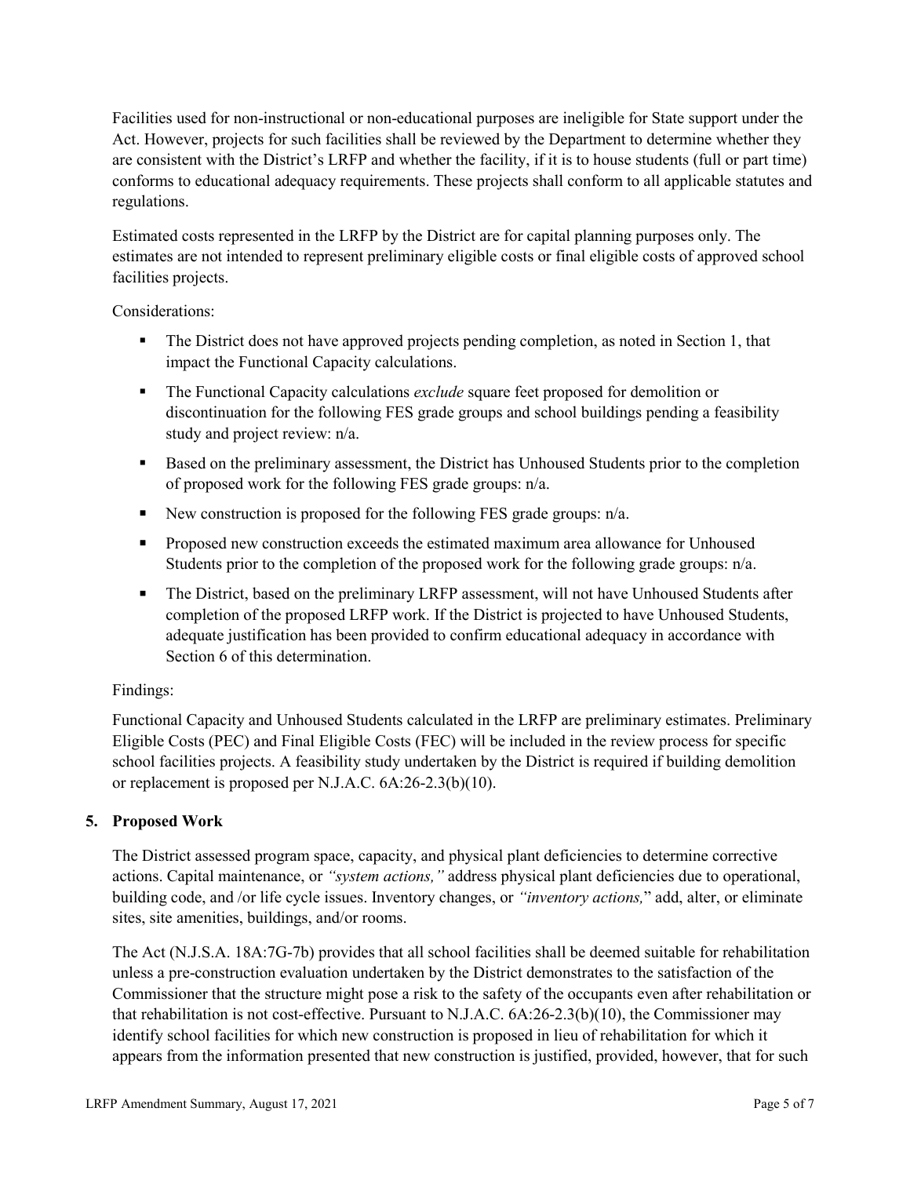Facilities used for non-instructional or non-educational purposes are ineligible for State support under the Act. However, projects for such facilities shall be reviewed by the Department to determine whether they are consistent with the District's LRFP and whether the facility, if it is to house students (full or part time) conforms to educational adequacy requirements. These projects shall conform to all applicable statutes and regulations.

Estimated costs represented in the LRFP by the District are for capital planning purposes only. The estimates are not intended to represent preliminary eligible costs or final eligible costs of approved school facilities projects.

Considerations:

- The District does not have approved projects pending completion, as noted in Section 1, that impact the Functional Capacity calculations.
- The Functional Capacity calculations *exclude* square feet proposed for demolition or discontinuation for the following FES grade groups and school buildings pending a feasibility study and project review: n/a.
- Based on the preliminary assessment, the District has Unhoused Students prior to the completion of proposed work for the following FES grade groups: n/a.
- New construction is proposed for the following FES grade groups: n/a.
- Proposed new construction exceeds the estimated maximum area allowance for Unhoused Students prior to the completion of the proposed work for the following grade groups: n/a.
- The District, based on the preliminary LRFP assessment, will not have Unhoused Students after completion of the proposed LRFP work. If the District is projected to have Unhoused Students, adequate justification has been provided to confirm educational adequacy in accordance with Section 6 of this determination.

Findings:

Functional Capacity and Unhoused Students calculated in the LRFP are preliminary estimates. Preliminary Eligible Costs (PEC) and Final Eligible Costs (FEC) will be included in the review process for specific school facilities projects. A feasibility study undertaken by the District is required if building demolition or replacement is proposed per N.J.A.C. 6A:26-2.3(b)(10).

## 5. Proposed Work

The District assessed program space, capacity, and physical plant deficiencies to determine corrective actions. Capital maintenance, or *"system actions,"* address physical plant deficiencies due to operational, building code, and /or life cycle issues. Inventory changes, or *"inventory actions,"* add, alter, or eliminate sites, site amenities, buildings, and/or rooms.

The Act (N.J.S.A. 18A:7G-7b) provides that all school facilities shall be deemed suitable for rehabilitation unless a pre-construction evaluation undertaken by the District demonstrates to the satisfaction of the Commissioner that the structure might pose a risk to the safety of the occupants even after rehabilitation or that rehabilitation is not cost-effective. Pursuant to N.J.A.C. 6A:26-2.3(b)(10), the Commissioner may identify school facilities for which new construction is proposed in lieu of rehabilitation for which it appears from the information presented that new construction is justified, provided, however, that for such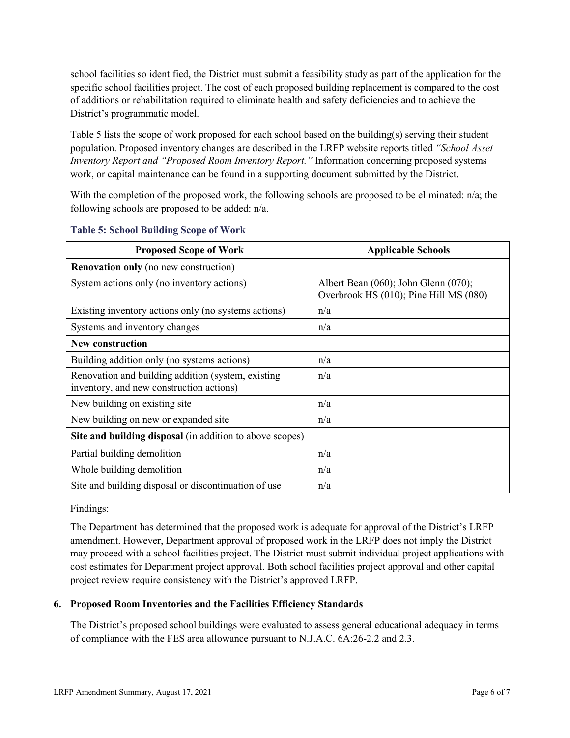school facilities so identified, the District must submit a feasibility study as part of the application for the specific school facilities project. The cost of each proposed building replacement is compared to the cost of additions or rehabilitation required to eliminate health and safety deficiencies and to achieve the District's programmatic model.

Table 5 lists the scope of work proposed for each school based on the building(s) serving their student population. Proposed inventory changes are described in the LRFP website reports titled *"School Asset Inventory Report and "Proposed Room Inventory Report."* Information concerning proposed systems work, or capital maintenance can be found in a supporting document submitted by the District.

With the completion of the proposed work, the following schools are proposed to be eliminated: n/a; the following schools are proposed to be added: n/a.

**Table 5: School Building Scope of Work**

| Proposed Scope of Work | Applicable Schools |
|---|---|
| **Renovation only** (no new construction) | |
| System actions only (no inventory actions) | Albert Bean (060); John Glenn (070); Overbrook HS (010); Pine Hill MS (080) |
| Existing inventory actions only (no systems actions) | n/a |
| Systems and inventory changes | n/a |
| **New construction** | |
| Building addition only (no systems actions) | n/a |
| Renovation and building addition (system, existing inventory, and new construction actions) | n/a |
| New building on existing site | n/a |
| New building on new or expanded site | n/a |
| **Site and building disposal** (in addition to above scopes) | |
| Partial building demolition | n/a |
| Whole building demolition | n/a |
| Site and building disposal or discontinuation of use | n/a |

Findings:

The Department has determined that the proposed work is adequate for approval of the District's LRFP amendment. However, Department approval of proposed work in the LRFP does not imply the District may proceed with a school facilities project. The District must submit individual project applications with cost estimates for Department project approval. Both school facilities project approval and other capital project review require consistency with the District's approved LRFP.

## 6. Proposed Room Inventories and the Facilities Efficiency Standards

The District's proposed school buildings were evaluated to assess general educational adequacy in terms of compliance with the FES area allowance pursuant to N.J.A.C. 6A:26-2.2 and 2.3.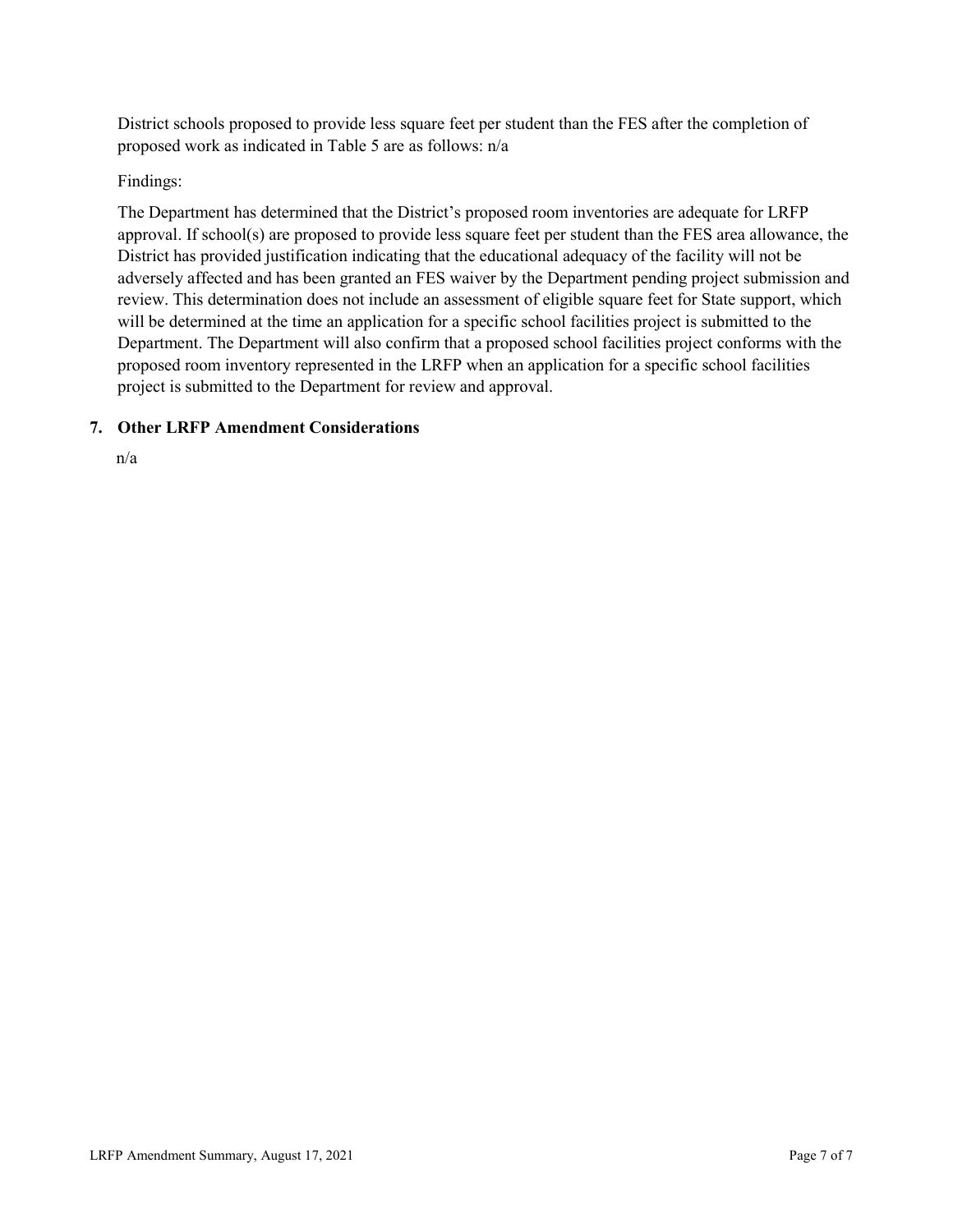District schools proposed to provide less square feet per student than the FES after the completion of proposed work as indicated in Table 5 are as follows: n/a

Findings:

The Department has determined that the District's proposed room inventories are adequate for LRFP approval. If school(s) are proposed to provide less square feet per student than the FES area allowance, the District has provided justification indicating that the educational adequacy of the facility will not be adversely affected and has been granted an FES waiver by the Department pending project submission and review. This determination does not include an assessment of eligible square feet for State support, which will be determined at the time an application for a specific school facilities project is submitted to the Department. The Department will also confirm that a proposed school facilities project conforms with the proposed room inventory represented in the LRFP when an application for a specific school facilities project is submitted to the Department for review and approval.

## 7. Other LRFP Amendment Considerations

n/a